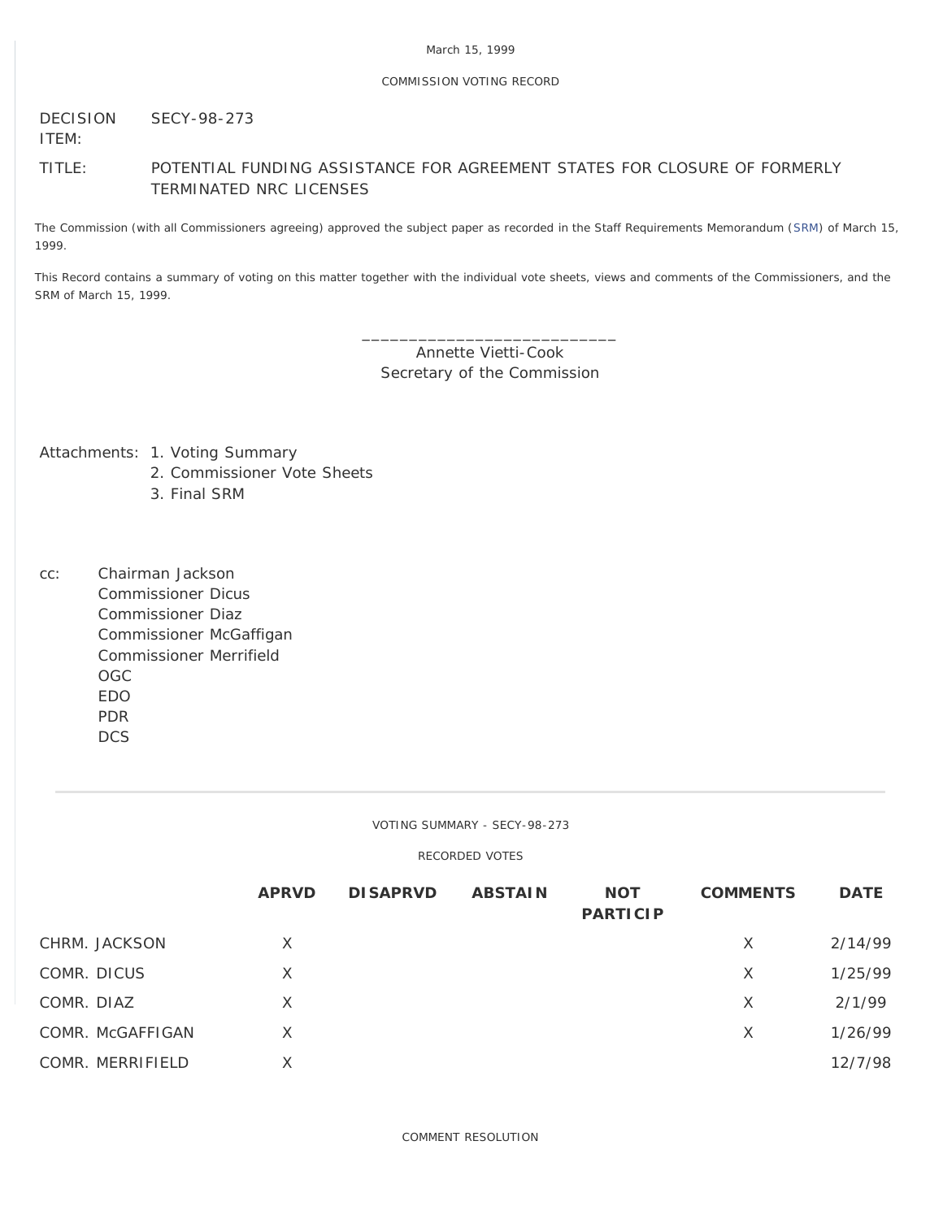March 15, 1999

COMMISSION VOTING RECORD

DECISION ITEM: SECY-98-273

TITLE: POTENTIAL FUNDING ASSISTANCE FOR AGREEMENT STATES FOR CLOSURE OF FORMERLY TERMINATED NRC LICENSES

The Commission (with all Commissioners agreeing) approved the subject paper as recorded in the Staff Requirements Memorandum (SRM) of March 15, 1999.

This Record contains a summary of voting on this matter together with the individual vote sheets, views and comments of the Commissioners, and the SRM of March 15, 1999.

\_\_\_\_\_\_\_\_\_\_\_\_\_\_\_\_\_\_\_\_\_\_\_\_\_\_\_\_
Annette Vietti-Cook
Secretary of the Commission

Attachments:
1. Voting Summary
2. Commissioner Vote Sheets
3. Final SRM

cc:
Chairman Jackson
Commissioner Dicus
Commissioner Diaz
Commissioner McGaffigan
Commissioner Merrifield
OGC
EDO
PDR
DCS

---

VOTING SUMMARY - SECY-98-273

RECORDED VOTES

| | APRVD | DISAPRVD | ABSTAIN | NOT PARTICIP | COMMENTS | DATE |
|---|---|---|---|---|---|---|
| CHRM. JACKSON | X | | | | X | 2/14/99 |
| COMR. DICUS | X | | | | X | 1/25/99 |
| COMR. DIAZ | X | | | | X | 2/1/99 |
| COMR. McGAFFIGAN | X | | | | X | 1/26/99 |
| COMR. MERRIFIELD | X | | | | | 12/7/98 |

COMMENT RESOLUTION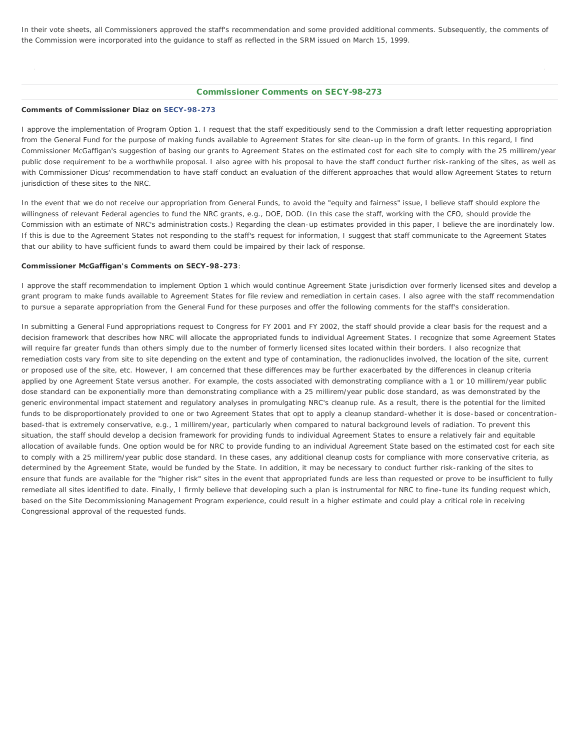In their vote sheets, all Commissioners approved the staff's recommendation and some provided additional comments. Subsequently, the comments of the Commission were incorporated into the guidance to staff as reflected in the SRM issued on March 15, 1999.

## Commissioner Comments on SECY-98-273

**Comments of Commissioner Diaz on SECY-98-273**

I approve the implementation of Program Option 1. I request that the staff expeditiously send to the Commission a draft letter requesting appropriation from the General Fund for the purpose of making funds available to Agreement States for site clean-up in the form of grants. In this regard, I find Commissioner McGaffigan's suggestion of basing our grants to Agreement States on the estimated cost for each site to comply with the 25 millirem/year public dose requirement to be a worthwhile proposal. I also agree with his proposal to have the staff conduct further risk-ranking of the sites, as well as with Commissioner Dicus' recommendation to have staff conduct an evaluation of the different approaches that would allow Agreement States to return jurisdiction of these sites to the NRC.

In the event that we do not receive our appropriation from General Funds, to avoid the "equity and fairness" issue, I believe staff should explore the willingness of relevant Federal agencies to fund the NRC grants, e.g., DOE, DOD. (In this case the staff, working with the CFO, should provide the Commission with an estimate of NRC's administration costs.) Regarding the clean-up estimates provided in this paper, I believe the are inordinately low. If this is due to the Agreement States not responding to the staff's request for information, I suggest that staff communicate to the Agreement States that our ability to have sufficient funds to award them could be impaired by their lack of response.

**Commissioner McGaffigan's Comments on SECY-98-273**:

I approve the staff recommendation to implement Option 1 which would continue Agreement State jurisdiction over formerly licensed sites and develop a grant program to make funds available to Agreement States for file review and remediation in certain cases. I also agree with the staff recommendation to pursue a separate appropriation from the General Fund for these purposes and offer the following comments for the staff's consideration.

In submitting a General Fund appropriations request to Congress for FY 2001 and FY 2002, the staff should provide a clear basis for the request and a decision framework that describes how NRC will allocate the appropriated funds to individual Agreement States. I recognize that some Agreement States will require far greater funds than others simply due to the number of formerly licensed sites located within their borders. I also recognize that remediation costs vary from site to site depending on the extent and type of contamination, the radionuclides involved, the location of the site, current or proposed use of the site, etc. However, I am concerned that these differences may be further exacerbated by the differences in cleanup criteria applied by one Agreement State versus another. For example, the costs associated with demonstrating compliance with a 1 or 10 millirem/year public dose standard can be exponentially more than demonstrating compliance with a 25 millirem/year public dose standard, as was demonstrated by the generic environmental impact statement and regulatory analyses in promulgating NRC's cleanup rule. As a result, there is the potential for the limited funds to be disproportionately provided to one or two Agreement States that opt to apply a cleanup standard-whether it is dose-based or concentration-based-that is extremely conservative, e.g., 1 millirem/year, particularly when compared to natural background levels of radiation. To prevent this situation, the staff should develop a decision framework for providing funds to individual Agreement States to ensure a relatively fair and equitable allocation of available funds. One option would be for NRC to provide funding to an individual Agreement State based on the estimated cost for each site to comply with a 25 millirem/year public dose standard. In these cases, any additional cleanup costs for compliance with more conservative criteria, as determined by the Agreement State, would be funded by the State. In addition, it may be necessary to conduct further risk-ranking of the sites to ensure that funds are available for the "higher risk" sites in the event that appropriated funds are less than requested or prove to be insufficient to fully remediate all sites identified to date. Finally, I firmly believe that developing such a plan is instrumental for NRC to fine-tune its funding request which, based on the Site Decommissioning Management Program experience, could result in a higher estimate and could play a critical role in receiving Congressional approval of the requested funds.